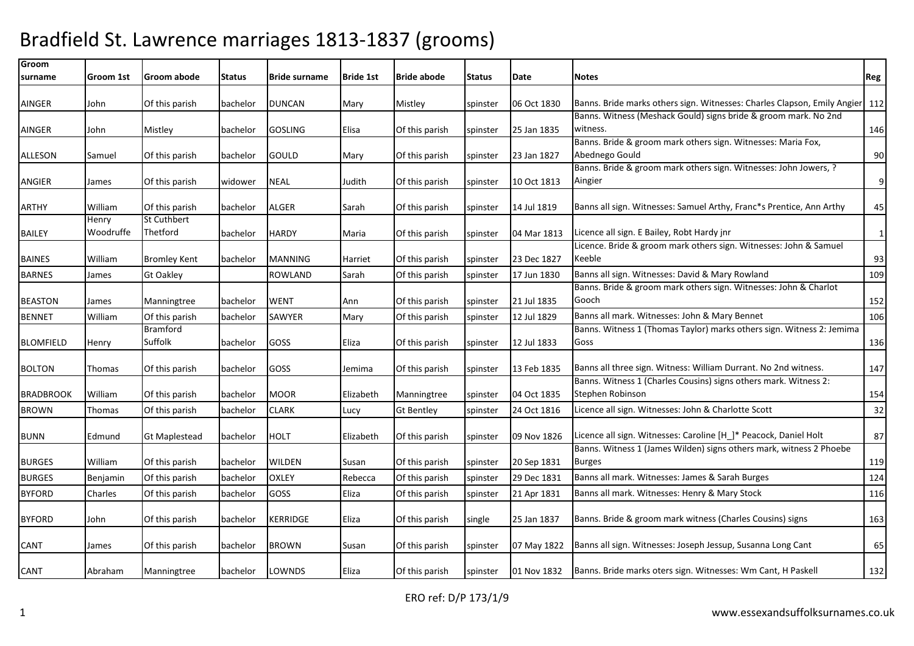# Bradfield St. Lawrence marriages 1813-1837 (grooms)

| Groom surname | Groom 1st | Groom abode | Status | Bride surname | Bride 1st | Bride abode | Status | Date | Notes | Reg |
|---|---|---|---|---|---|---|---|---|---|---|
| AINGER | John | Of this parish | bachelor | DUNCAN | Mary | Mistley | spinster | 06 Oct 1830 | Banns. Bride marks others sign. Witnesses: Charles Clapson, Emily Angier | 112 |
| AINGER | John | Mistley | bachelor | GOSLING | Elisa | Of this parish | spinster | 25 Jan 1835 | Banns. Witness (Meshack Gould) signs bride & groom mark. No 2nd witness. | 146 |
| ALLESON | Samuel | Of this parish | bachelor | GOULD | Mary | Of this parish | spinster | 23 Jan 1827 | Banns. Bride & groom mark others sign. Witnesses: Maria Fox, Abednego Gould | 90 |
| ANGIER | James | Of this parish | widower | NEAL | Judith | Of this parish | spinster | 10 Oct 1813 | Banns. Bride & groom mark others sign. Witnesses: John Jowers, ? Aingier | 9 |
| ARTHY | William | Of this parish | bachelor | ALGER | Sarah | Of this parish | spinster | 14 Jul 1819 | Banns all sign. Witnesses: Samuel Arthy, Franc*s Prentice, Ann Arthy | 45 |
| BAILEY | Henry Woodruffe | St Cuthbert Thetford | bachelor | HARDY | Maria | Of this parish | spinster | 04 Mar 1813 | Licence all sign. E Bailey, Robt Hardy jnr | 1 |
| BAINES | William | Bromley Kent | bachelor | MANNING | Harriet | Of this parish | spinster | 23 Dec 1827 | Licence. Bride & groom mark others sign. Witnesses: John & Samuel Keeble | 93 |
| BARNES | James | Gt Oakley | | ROWLAND | Sarah | Of this parish | spinster | 17 Jun 1830 | Banns all sign. Witnesses: David & Mary Rowland | 109 |
| BEASTON | James | Manningtree | bachelor | WENT | Ann | Of this parish | spinster | 21 Jul 1835 | Banns. Bride & groom mark others sign. Witnesses: John & Charlot Gooch | 152 |
| BENNET | William | Of this parish | bachelor | SAWYER | Mary | Of this parish | spinster | 12 Jul 1829 | Banns all mark. Witnesses: John & Mary Bennet | 106 |
| BLOMFIELD | Henry | Bramford Suffolk | bachelor | GOSS | Eliza | Of this parish | spinster | 12 Jul 1833 | Banns. Witness 1 (Thomas Taylor) marks others sign. Witness 2: Jemima Goss | 136 |
| BOLTON | Thomas | Of this parish | bachelor | GOSS | Jemima | Of this parish | spinster | 13 Feb 1835 | Banns all three sign. Witness: William Durrant. No 2nd witness. | 147 |
| BRADBROOK | William | Of this parish | bachelor | MOOR | Elizabeth | Manningtree | spinster | 04 Oct 1835 | Banns. Witness 1 (Charles Cousins) signs others mark. Witness 2: Stephen Robinson | 154 |
| BROWN | Thomas | Of this parish | bachelor | CLARK | Lucy | Gt Bentley | spinster | 24 Oct 1816 | Licence all sign. Witnesses: John & Charlotte Scott | 32 |
| BUNN | Edmund | Gt Maplestead | bachelor | HOLT | Elizabeth | Of this parish | spinster | 09 Nov 1826 | Licence all sign. Witnesses: Caroline [H_]* Peacock, Daniel Holt | 87 |
| BURGES | William | Of this parish | bachelor | WILDEN | Susan | Of this parish | spinster | 20 Sep 1831 | Banns. Witness 1 (James Wilden) signs others mark, witness 2 Phoebe Burges | 119 |
| BURGES | Benjamin | Of this parish | bachelor | OXLEY | Rebecca | Of this parish | spinster | 29 Dec 1831 | Banns all mark. Witnesses: James & Sarah Burges | 124 |
| BYFORD | Charles | Of this parish | bachelor | GOSS | Eliza | Of this parish | spinster | 21 Apr 1831 | Banns all mark. Witnesses: Henry & Mary Stock | 116 |
| BYFORD | John | Of this parish | bachelor | KERRIDGE | Eliza | Of this parish | single | 25 Jan 1837 | Banns. Bride & groom mark witness (Charles Cousins) signs | 163 |
| CANT | James | Of this parish | bachelor | BROWN | Susan | Of this parish | spinster | 07 May 1822 | Banns all sign. Witnesses: Joseph Jessup, Susanna Long Cant | 65 |
| CANT | Abraham | Manningtree | bachelor | LOWNDS | Eliza | Of this parish | spinster | 01 Nov 1832 | Banns. Bride marks oters sign. Witnesses: Wm Cant, H Paskell | 132 |

ERO ref: D/P 173/1/9

www.essexandsuffolksurnames.co.uk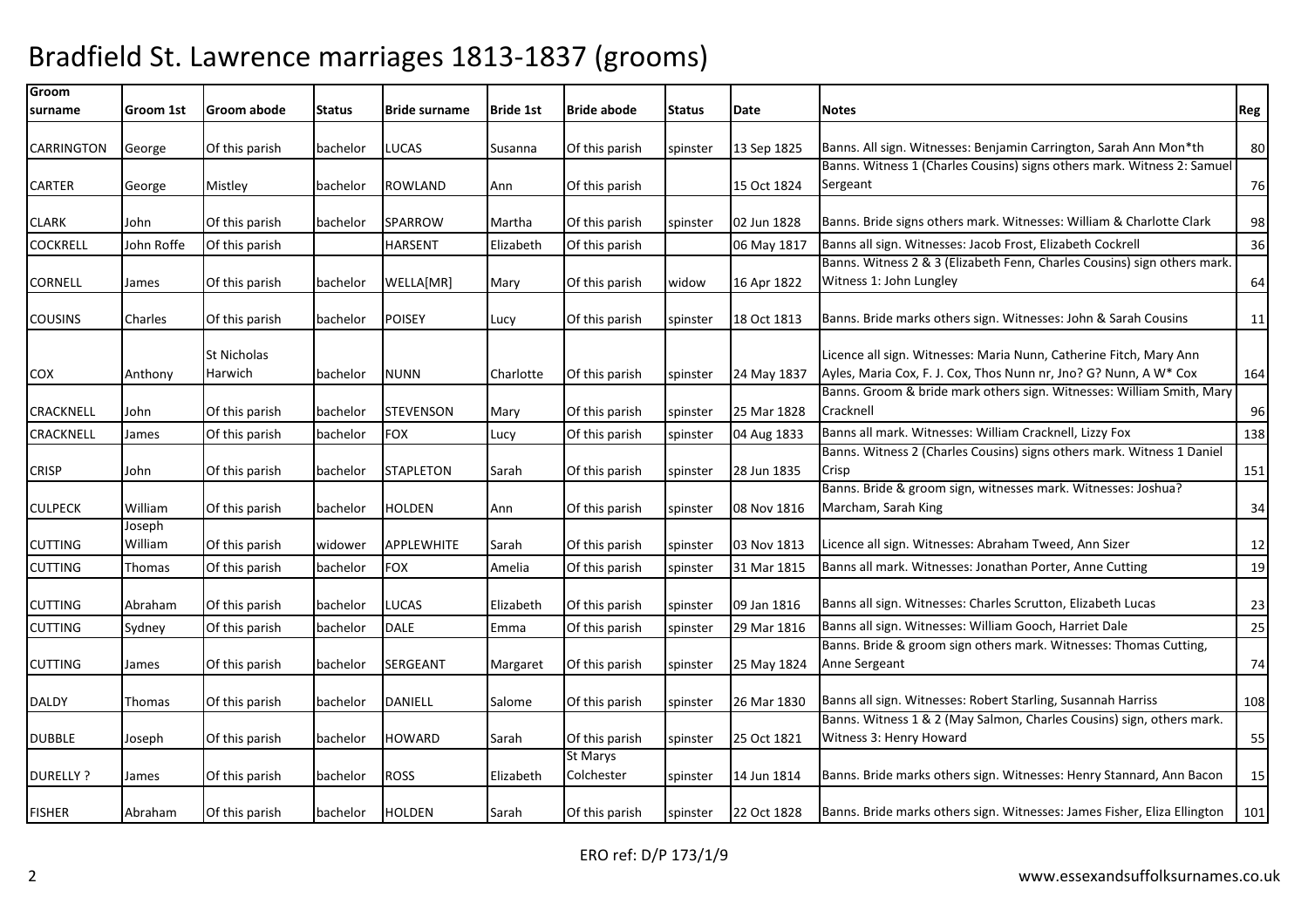# Bradfield St. Lawrence marriages 1813-1837 (grooms)

| Groom surname | Groom 1st | Groom abode | Status | Bride surname | Bride 1st | Bride abode | Status | Date | Notes | Reg |
|---|---|---|---|---|---|---|---|---|---|---|
| CARRINGTON | George | Of this parish | bachelor | LUCAS | Susanna | Of this parish | spinster | 13 Sep 1825 | Banns. All sign. Witnesses: Benjamin Carrington, Sarah Ann Mon*th | 80 |
| CARTER | George | Mistley | bachelor | ROWLAND | Ann | Of this parish | | 15 Oct 1824 | Banns. Witness 1 (Charles Cousins) signs others mark. Witness 2: Samuel Sergeant | 76 |
| CLARK | John | Of this parish | bachelor | SPARROW | Martha | Of this parish | spinster | 02 Jun 1828 | Banns. Bride signs others mark. Witnesses: William & Charlotte Clark | 98 |
| COCKRELL | John Roffe | Of this parish | | HARSENT | Elizabeth | Of this parish | | 06 May 1817 | Banns all sign. Witnesses: Jacob Frost, Elizabeth Cockrell | 36 |
| CORNELL | James | Of this parish | bachelor | WELLA[MR] | Mary | Of this parish | widow | 16 Apr 1822 | Banns. Witness 2 & 3 (Elizabeth Fenn, Charles Cousins) sign others mark. Witness 1: John Lungley | 64 |
| COUSINS | Charles | Of this parish | bachelor | POISEY | Lucy | Of this parish | spinster | 18 Oct 1813 | Banns. Bride marks others sign. Witnesses: John & Sarah Cousins | 11 |
| COX | Anthony | St Nicholas Harwich | bachelor | NUNN | Charlotte | Of this parish | spinster | 24 May 1837 | Licence all sign. Witnesses: Maria Nunn, Catherine Fitch, Mary Ann Ayles, Maria Cox, F. J. Cox, Thos Nunn nr, Jno? G? Nunn, A W* Cox | 164 |
| CRACKNELL | John | Of this parish | bachelor | STEVENSON | Mary | Of this parish | spinster | 25 Mar 1828 | Banns. Groom & bride mark others sign. Witnesses: William Smith, Mary Cracknell | 96 |
| CRACKNELL | James | Of this parish | bachelor | FOX | Lucy | Of this parish | spinster | 04 Aug 1833 | Banns all mark. Witnesses: William Cracknell, Lizzy Fox | 138 |
| CRISP | John | Of this parish | bachelor | STAPLETON | Sarah | Of this parish | spinster | 28 Jun 1835 | Banns. Witness 2 (Charles Cousins) signs others mark. Witness 1 Daniel Crisp | 151 |
| CULPECK | William | Of this parish | bachelor | HOLDEN | Ann | Of this parish | spinster | 08 Nov 1816 | Banns. Bride & groom sign, witnesses mark. Witnesses: Joshua? Marcham, Sarah King | 34 |
| CUTTING | Joseph William | Of this parish | widower | APPLEWHITE | Sarah | Of this parish | spinster | 03 Nov 1813 | Licence all sign. Witnesses: Abraham Tweed, Ann Sizer | 12 |
| CUTTING | Thomas | Of this parish | bachelor | FOX | Amelia | Of this parish | spinster | 31 Mar 1815 | Banns all mark. Witnesses: Jonathan Porter, Anne Cutting | 19 |
| CUTTING | Abraham | Of this parish | bachelor | LUCAS | Elizabeth | Of this parish | spinster | 09 Jan 1816 | Banns all sign. Witnesses: Charles Scrutton, Elizabeth Lucas | 23 |
| CUTTING | Sydney | Of this parish | bachelor | DALE | Emma | Of this parish | spinster | 29 Mar 1816 | Banns all sign. Witnesses: William Gooch, Harriet Dale | 25 |
| CUTTING | James | Of this parish | bachelor | SERGEANT | Margaret | Of this parish | spinster | 25 May 1824 | Banns. Bride & groom sign others mark. Witnesses: Thomas Cutting, Anne Sergeant | 74 |
| DALDY | Thomas | Of this parish | bachelor | DANIELL | Salome | Of this parish | spinster | 26 Mar 1830 | Banns all sign. Witnesses: Robert Starling, Susannah Harriss | 108 |
| DUBBLE | Joseph | Of this parish | bachelor | HOWARD | Sarah | Of this parish | spinster | 25 Oct 1821 | Banns. Witness 1 & 2 (May Salmon, Charles Cousins) sign, others mark. Witness 3: Henry Howard | 55 |
| DURELLY ? | James | Of this parish | bachelor | ROSS | Elizabeth | St Marys Colchester | spinster | 14 Jun 1814 | Banns. Bride marks others sign. Witnesses: Henry Stannard, Ann Bacon | 15 |
| FISHER | Abraham | Of this parish | bachelor | HOLDEN | Sarah | Of this parish | spinster | 22 Oct 1828 | Banns. Bride marks others sign. Witnesses: James Fisher, Eliza Ellington | 101 |

ERO ref: D/P 173/1/9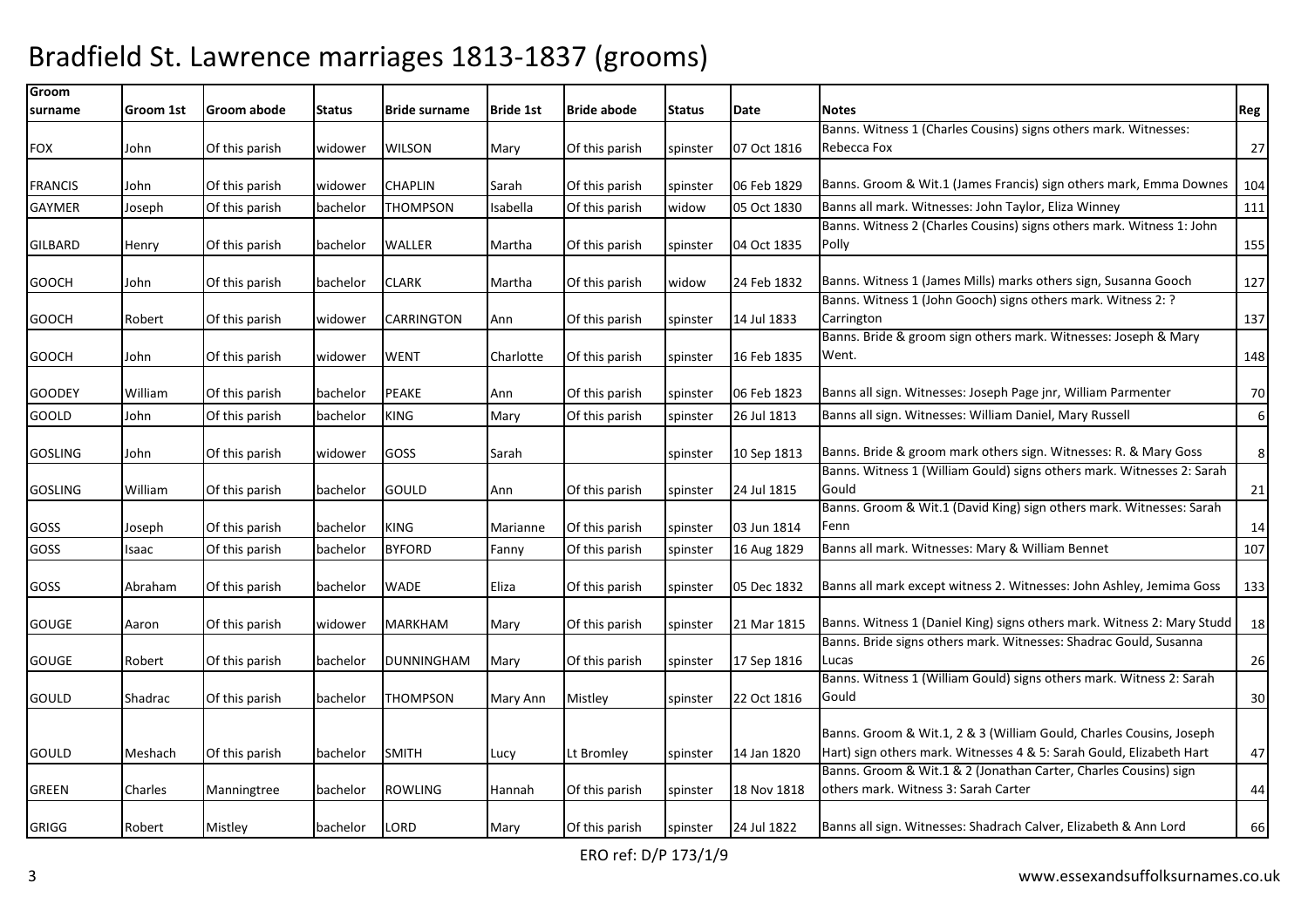# Bradfield St. Lawrence marriages 1813-1837 (grooms)

| Groom surname | Groom 1st | Groom abode | Status | Bride surname | Bride 1st | Bride abode | Status | Date | Notes | Reg |
|---|---|---|---|---|---|---|---|---|---|---|
| FOX | John | Of this parish | widower | WILSON | Mary | Of this parish | spinster | 07 Oct 1816 | Banns. Witness 1 (Charles Cousins) signs others mark. Witnesses: Rebecca Fox | 27 |
| FRANCIS | John | Of this parish | widower | CHAPLIN | Sarah | Of this parish | spinster | 06 Feb 1829 | Banns. Groom & Wit.1 (James Francis) sign others mark, Emma Downes | 104 |
| GAYMER | Joseph | Of this parish | bachelor | THOMPSON | Isabella | Of this parish | widow | 05 Oct 1830 | Banns all mark. Witnesses: John Taylor, Eliza Winney | 111 |
| GILBARD | Henry | Of this parish | bachelor | WALLER | Martha | Of this parish | spinster | 04 Oct 1835 | Banns. Witness 2 (Charles Cousins) signs others mark. Witness 1: John Polly | 155 |
| GOOCH | John | Of this parish | bachelor | CLARK | Martha | Of this parish | widow | 24 Feb 1832 | Banns. Witness 1 (James Mills) marks others sign, Susanna Gooch | 127 |
| GOOCH | Robert | Of this parish | widower | CARRINGTON | Ann | Of this parish | spinster | 14 Jul 1833 | Banns. Witness 1 (John Gooch) signs others mark. Witness 2: ? Carrington | 137 |
| GOOCH | John | Of this parish | widower | WENT | Charlotte | Of this parish | spinster | 16 Feb 1835 | Banns. Bride & groom sign others mark. Witnesses: Joseph & Mary Went. | 148 |
| GOODEY | William | Of this parish | bachelor | PEAKE | Ann | Of this parish | spinster | 06 Feb 1823 | Banns all sign. Witnesses: Joseph Page jnr, William Parmenter | 70 |
| GOOLD | John | Of this parish | bachelor | KING | Mary | Of this parish | spinster | 26 Jul 1813 | Banns all sign. Witnesses: William Daniel, Mary Russell | 6 |
| GOSLING | John | Of this parish | widower | GOSS | Sarah | | spinster | 10 Sep 1813 | Banns. Bride & groom mark others sign. Witnesses: R. & Mary Goss | 8 |
| GOSLING | William | Of this parish | bachelor | GOULD | Ann | Of this parish | spinster | 24 Jul 1815 | Banns. Witness 1 (William Gould) signs others mark. Witnesses 2: Sarah Gould | 21 |
| GOSS | Joseph | Of this parish | bachelor | KING | Marianne | Of this parish | spinster | 03 Jun 1814 | Banns. Groom & Wit.1 (David King) sign others mark. Witnesses: Sarah Fenn | 14 |
| GOSS | Isaac | Of this parish | bachelor | BYFORD | Fanny | Of this parish | spinster | 16 Aug 1829 | Banns all mark. Witnesses: Mary & William Bennet | 107 |
| GOSS | Abraham | Of this parish | bachelor | WADE | Eliza | Of this parish | spinster | 05 Dec 1832 | Banns all mark except witness 2. Witnesses: John Ashley, Jemima Goss | 133 |
| GOUGE | Aaron | Of this parish | widower | MARKHAM | Mary | Of this parish | spinster | 21 Mar 1815 | Banns. Witness 1 (Daniel King) signs others mark. Witness 2: Mary Studd | 18 |
| GOUGE | Robert | Of this parish | bachelor | DUNNINGHAM | Mary | Of this parish | spinster | 17 Sep 1816 | Banns. Bride signs others mark. Witnesses: Shadrac Gould, Susanna Lucas | 26 |
| GOULD | Shadrac | Of this parish | bachelor | THOMPSON | Mary Ann | Mistley | spinster | 22 Oct 1816 | Banns. Witness 1 (William Gould) signs others mark. Witness 2: Sarah Gould | 30 |
| GOULD | Meshach | Of this parish | bachelor | SMITH | Lucy | Lt Bromley | spinster | 14 Jan 1820 | Banns. Groom & Wit.1, 2 & 3 (William Gould, Charles Cousins, Joseph Hart) sign others mark. Witnesses 4 & 5: Sarah Gould, Elizabeth Hart | 47 |
| GREEN | Charles | Manningtree | bachelor | ROWLING | Hannah | Of this parish | spinster | 18 Nov 1818 | Banns. Groom & Wit.1 & 2 (Jonathan Carter, Charles Cousins) sign others mark. Witness 3: Sarah Carter | 44 |
| GRIGG | Robert | Mistley | bachelor | LORD | Mary | Of this parish | spinster | 24 Jul 1822 | Banns all sign. Witnesses: Shadrach Calver, Elizabeth & Ann Lord | 66 |

ERO ref: D/P 173/1/9

www.essexandsuffolksurnames.co.uk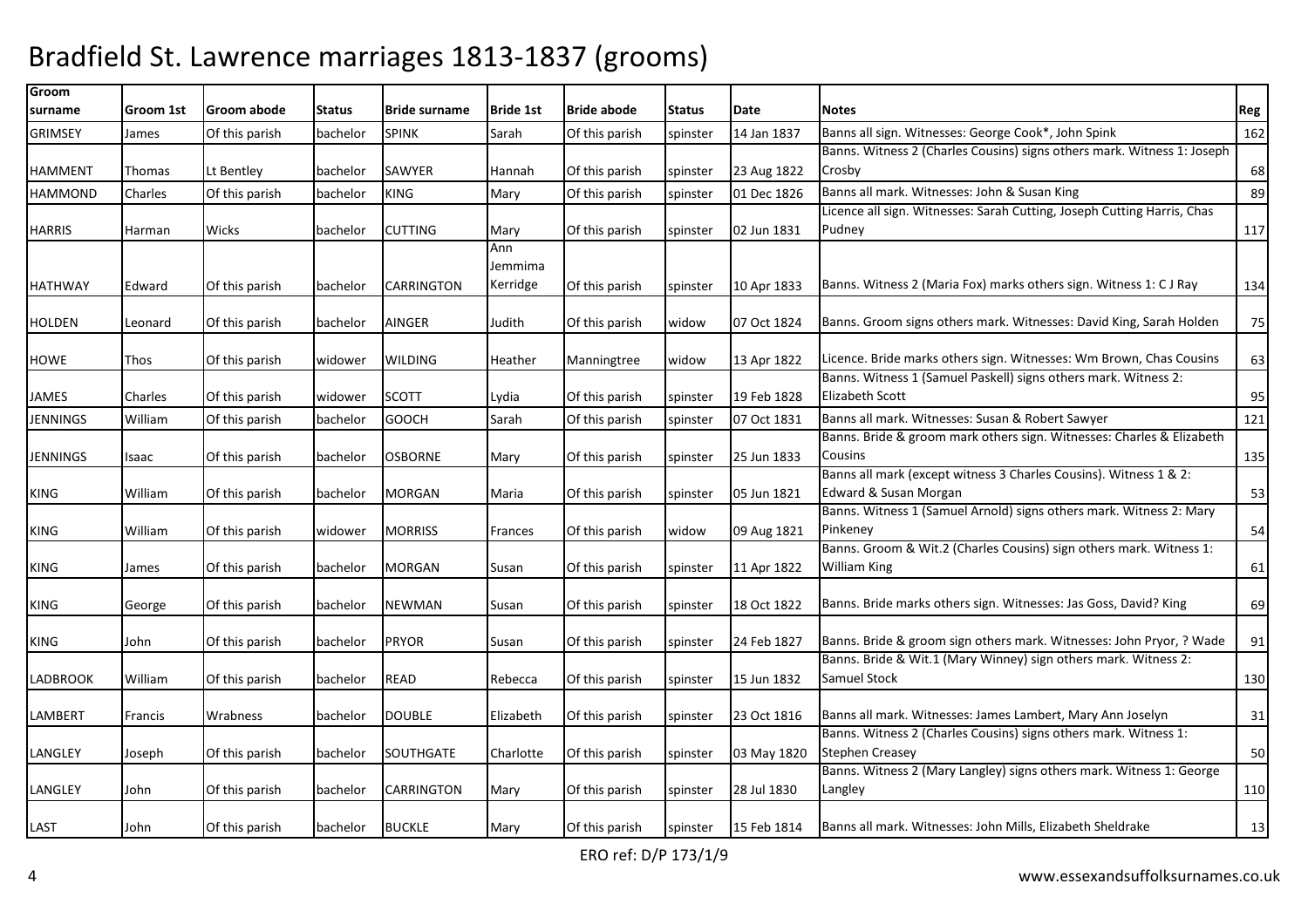# Bradfield St. Lawrence marriages 1813-1837 (grooms)

| Groom surname | Groom 1st | Groom abode | Status | Bride surname | Bride 1st | Bride abode | Status | Date | Notes | Reg |
|---|---|---|---|---|---|---|---|---|---|---|
| GRIMSEY | James | Of this parish | bachelor | SPINK | Sarah | Of this parish | spinster | 14 Jan 1837 | Banns all sign. Witnesses: George Cook*, John Spink | 162 |
| HAMMENT | Thomas | Lt Bentley | bachelor | SAWYER | Hannah | Of this parish | spinster | 23 Aug 1822 | Banns. Witness 2 (Charles Cousins) signs others mark. Witness 1: Joseph Crosby | 68 |
| HAMMOND | Charles | Of this parish | bachelor | KING | Mary | Of this parish | spinster | 01 Dec 1826 | Banns all mark. Witnesses: John & Susan King | 89 |
| HARRIS | Harman | Wicks | bachelor | CUTTING | Mary | Of this parish | spinster | 02 Jun 1831 | Licence all sign. Witnesses: Sarah Cutting, Joseph Cutting Harris, Chas Pudney | 117 |
| HATHWAY | Edward | Of this parish | bachelor | CARRINGTON | Ann Jemmima Kerridge | Of this parish | spinster | 10 Apr 1833 | Banns. Witness 2 (Maria Fox) marks others sign. Witness 1: C J Ray | 134 |
| HOLDEN | Leonard | Of this parish | bachelor | AINGER | Judith | Of this parish | widow | 07 Oct 1824 | Banns. Groom signs others mark. Witnesses: David King, Sarah Holden | 75 |
| HOWE | Thos | Of this parish | widower | WILDING | Heather | Manningtree | widow | 13 Apr 1822 | Licence. Bride marks others sign. Witnesses: Wm Brown, Chas Cousins | 63 |
| JAMES | Charles | Of this parish | widower | SCOTT | Lydia | Of this parish | spinster | 19 Feb 1828 | Banns. Witness 1 (Samuel Paskell) signs others mark. Witness 2: Elizabeth Scott | 95 |
| JENNINGS | William | Of this parish | bachelor | GOOCH | Sarah | Of this parish | spinster | 07 Oct 1831 | Banns all mark. Witnesses: Susan & Robert Sawyer | 121 |
| JENNINGS | Isaac | Of this parish | bachelor | OSBORNE | Mary | Of this parish | spinster | 25 Jun 1833 | Banns. Bride & groom mark others sign. Witnesses: Charles & Elizabeth Cousins | 135 |
| KING | William | Of this parish | bachelor | MORGAN | Maria | Of this parish | spinster | 05 Jun 1821 | Banns all mark (except witness 3 Charles Cousins). Witness 1 & 2: Edward & Susan Morgan | 53 |
| KING | William | Of this parish | widower | MORRISS | Frances | Of this parish | widow | 09 Aug 1821 | Banns. Witness 1 (Samuel Arnold) signs others mark. Witness 2: Mary Pinkeney | 54 |
| KING | James | Of this parish | bachelor | MORGAN | Susan | Of this parish | spinster | 11 Apr 1822 | Banns. Groom & Wit.2 (Charles Cousins) sign others mark. Witness 1: William King | 61 |
| KING | George | Of this parish | bachelor | NEWMAN | Susan | Of this parish | spinster | 18 Oct 1822 | Banns. Bride marks others sign. Witnesses: Jas Goss, David? King | 69 |
| KING | John | Of this parish | bachelor | PRYOR | Susan | Of this parish | spinster | 24 Feb 1827 | Banns. Bride & groom sign others mark. Witnesses: John Pryor, ? Wade | 91 |
| LADBROOK | William | Of this parish | bachelor | READ | Rebecca | Of this parish | spinster | 15 Jun 1832 | Banns. Bride & Wit.1 (Mary Winney) sign others mark. Witness 2: Samuel Stock | 130 |
| LAMBERT | Francis | Wrabness | bachelor | DOUBLE | Elizabeth | Of this parish | spinster | 23 Oct 1816 | Banns all mark. Witnesses: James Lambert, Mary Ann Joselyn | 31 |
| LANGLEY | Joseph | Of this parish | bachelor | SOUTHGATE | Charlotte | Of this parish | spinster | 03 May 1820 | Banns. Witness 2 (Charles Cousins) signs others mark. Witness 1: Stephen Creasey | 50 |
| LANGLEY | John | Of this parish | bachelor | CARRINGTON | Mary | Of this parish | spinster | 28 Jul 1830 | Banns. Witness 2 (Mary Langley) signs others mark. Witness 1: George Langley | 110 |
| LAST | John | Of this parish | bachelor | BUCKLE | Mary | Of this parish | spinster | 15 Feb 1814 | Banns all mark. Witnesses: John Mills, Elizabeth Sheldrake | 13 |

ERO ref: D/P 173/1/9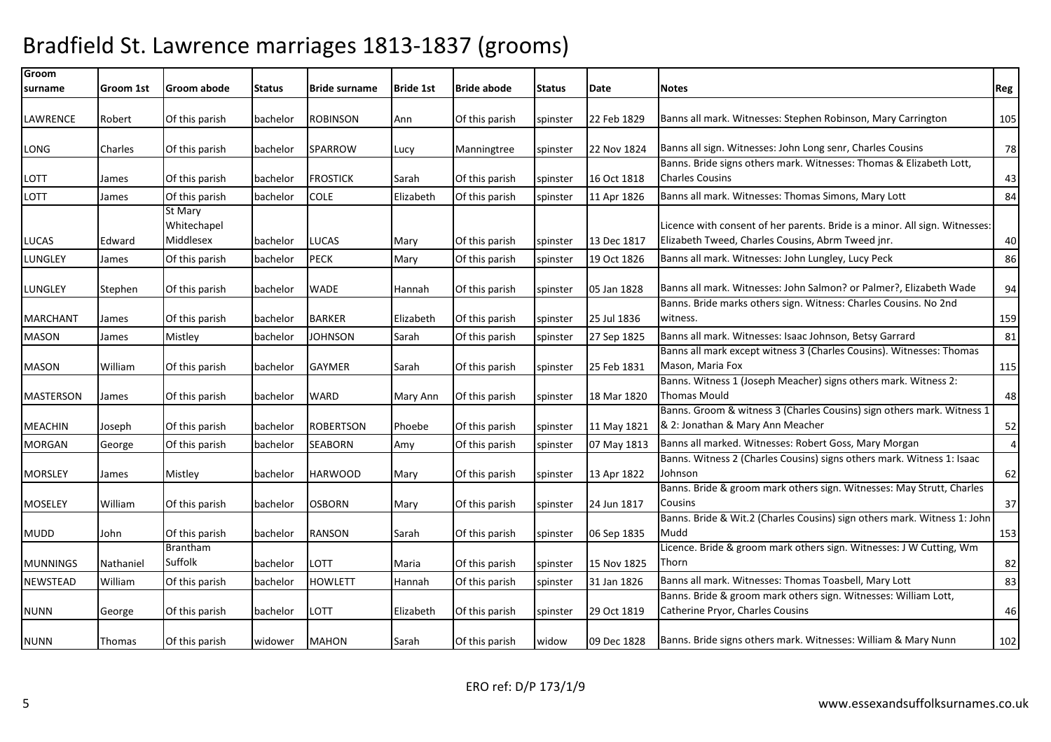# Bradfield St. Lawrence marriages 1813-1837 (grooms)

| Groom surname | Groom 1st | Groom abode | Status | Bride surname | Bride 1st | Bride abode | Status | Date | Notes | Reg |
|---|---|---|---|---|---|---|---|---|---|---|
| LAWRENCE | Robert | Of this parish | bachelor | ROBINSON | Ann | Of this parish | spinster | 22 Feb 1829 | Banns all mark. Witnesses: Stephen Robinson, Mary Carrington | 105 |
| LONG | Charles | Of this parish | bachelor | SPARROW | Lucy | Manningtree | spinster | 22 Nov 1824 | Banns all sign. Witnesses: John Long senr, Charles Cousins | 78 |
| LOTT | James | Of this parish | bachelor | FROSTICK | Sarah | Of this parish | spinster | 16 Oct 1818 | Banns. Bride signs others mark. Witnesses: Thomas & Elizabeth Lott, Charles Cousins | 43 |
| LOTT | James | Of this parish | bachelor | COLE | Elizabeth | Of this parish | spinster | 11 Apr 1826 | Banns all mark. Witnesses: Thomas Simons, Mary Lott | 84 |
| LUCAS | Edward | St Mary Whitechapel Middlesex | bachelor | LUCAS | Mary | Of this parish | spinster | 13 Dec 1817 | Licence with consent of her parents. Bride is a minor. All sign. Witnesses: Elizabeth Tweed, Charles Cousins, Abrm Tweed jnr. | 40 |
| LUNGLEY | James | Of this parish | bachelor | PECK | Mary | Of this parish | spinster | 19 Oct 1826 | Banns all mark. Witnesses: John Lungley, Lucy Peck | 86 |
| LUNGLEY | Stephen | Of this parish | bachelor | WADE | Hannah | Of this parish | spinster | 05 Jan 1828 | Banns all mark. Witnesses: John Salmon? or Palmer?, Elizabeth Wade | 94 |
| MARCHANT | James | Of this parish | bachelor | BARKER | Elizabeth | Of this parish | spinster | 25 Jul 1836 | Banns. Bride marks others sign. Witness: Charles Cousins. No 2nd witness. | 159 |
| MASON | James | Mistley | bachelor | JOHNSON | Sarah | Of this parish | spinster | 27 Sep 1825 | Banns all mark. Witnesses: Isaac Johnson, Betsy Garrard | 81 |
| MASON | William | Of this parish | bachelor | GAYMER | Sarah | Of this parish | spinster | 25 Feb 1831 | Banns all mark except witness 3 (Charles Cousins). Witnesses: Thomas Mason, Maria Fox | 115 |
| MASTERSON | James | Of this parish | bachelor | WARD | Mary Ann | Of this parish | spinster | 18 Mar 1820 | Banns. Witness 1 (Joseph Meacher) signs others mark. Witness 2: Thomas Mould | 48 |
| MEACHIN | Joseph | Of this parish | bachelor | ROBERTSON | Phoebe | Of this parish | spinster | 11 May 1821 | Banns. Groom & witness 3 (Charles Cousins) sign others mark. Witness 1 & 2: Jonathan & Mary Ann Meacher | 52 |
| MORGAN | George | Of this parish | bachelor | SEABORN | Amy | Of this parish | spinster | 07 May 1813 | Banns all marked. Witnesses: Robert Goss, Mary Morgan | 4 |
| MORSLEY | James | Mistley | bachelor | HARWOOD | Mary | Of this parish | spinster | 13 Apr 1822 | Banns. Witness 2 (Charles Cousins) signs others mark. Witness 1: Isaac Johnson | 62 |
| MOSELEY | William | Of this parish | bachelor | OSBORN | Mary | Of this parish | spinster | 24 Jun 1817 | Banns. Bride & groom mark others sign. Witnesses: May Strutt, Charles Cousins | 37 |
| MUDD | John | Of this parish | bachelor | RANSON | Sarah | Of this parish | spinster | 06 Sep 1835 | Banns. Bride & Wit.2 (Charles Cousins) sign others mark. Witness 1: John Mudd | 153 |
| MUNNINGS | Nathaniel | Brantham Suffolk | bachelor | LOTT | Maria | Of this parish | spinster | 15 Nov 1825 | Licence. Bride & groom mark others sign. Witnesses: J W Cutting, Wm Thorn | 82 |
| NEWSTEAD | William | Of this parish | bachelor | HOWLETT | Hannah | Of this parish | spinster | 31 Jan 1826 | Banns all mark. Witnesses: Thomas Toasbell, Mary Lott | 83 |
| NUNN | George | Of this parish | bachelor | LOTT | Elizabeth | Of this parish | spinster | 29 Oct 1819 | Banns. Bride & groom mark others sign. Witnesses: William Lott, Catherine Pryor, Charles Cousins | 46 |
| NUNN | Thomas | Of this parish | widower | MAHON | Sarah | Of this parish | widow | 09 Dec 1828 | Banns. Bride signs others mark. Witnesses: William & Mary Nunn | 102 |

ERO ref: D/P 173/1/9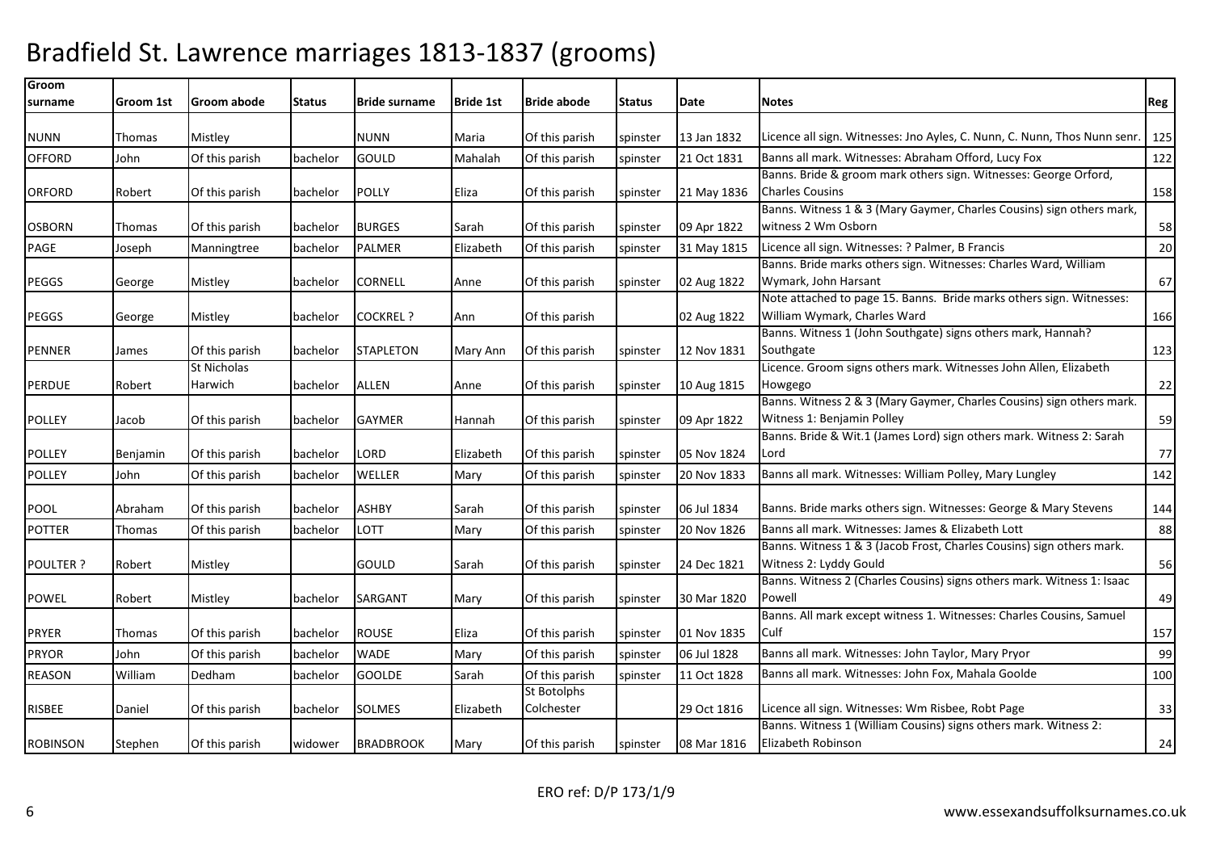# Bradfield St. Lawrence marriages 1813-1837 (grooms)

| Groom surname | Groom 1st | Groom abode | Status | Bride surname | Bride 1st | Bride abode | Status | Date | Notes | Reg |
|---|---|---|---|---|---|---|---|---|---|---|
| NUNN | Thomas | Mistley | | NUNN | Maria | Of this parish | spinster | 13 Jan 1832 | Licence all sign. Witnesses: Jno Ayles, C. Nunn, C. Nunn, Thos Nunn senr. | 125 |
| OFFORD | John | Of this parish | bachelor | GOULD | Mahalah | Of this parish | spinster | 21 Oct 1831 | Banns all mark. Witnesses: Abraham Offord, Lucy Fox | 122 |
| ORFORD | Robert | Of this parish | bachelor | POLLY | Eliza | Of this parish | spinster | 21 May 1836 | Banns. Bride & groom mark others sign. Witnesses: George Orford, Charles Cousins | 158 |
| OSBORN | Thomas | Of this parish | bachelor | BURGES | Sarah | Of this parish | spinster | 09 Apr 1822 | Banns. Witness 1 & 3 (Mary Gaymer, Charles Cousins) sign others mark, witness 2 Wm Osborn | 58 |
| PAGE | Joseph | Manningtree | bachelor | PALMER | Elizabeth | Of this parish | spinster | 31 May 1815 | Licence all sign. Witnesses: ? Palmer, B Francis | 20 |
| PEGGS | George | Mistley | bachelor | CORNELL | Anne | Of this parish | spinster | 02 Aug 1822 | Banns. Bride marks others sign. Witnesses: Charles Ward, William Wymark, John Harsant | 67 |
| PEGGS | George | Mistley | bachelor | COCKREL ? | Ann | Of this parish | | 02 Aug 1822 | Note attached to page 15. Banns. Bride marks others sign. Witnesses: William Wymark, Charles Ward | 166 |
| PENNER | James | Of this parish | bachelor | STAPLETON | Mary Ann | Of this parish | spinster | 12 Nov 1831 | Banns. Witness 1 (John Southgate) signs others mark, Hannah? Southgate | 123 |
| PERDUE | Robert | St Nicholas Harwich | bachelor | ALLEN | Anne | Of this parish | spinster | 10 Aug 1815 | Licence. Groom signs others mark. Witnesses John Allen, Elizabeth Howgego | 22 |
| POLLEY | Jacob | Of this parish | bachelor | GAYMER | Hannah | Of this parish | spinster | 09 Apr 1822 | Banns. Witness 2 & 3 (Mary Gaymer, Charles Cousins) sign others mark. Witness 1: Benjamin Polley | 59 |
| POLLEY | Benjamin | Of this parish | bachelor | LORD | Elizabeth | Of this parish | spinster | 05 Nov 1824 | Banns. Bride & Wit.1 (James Lord) sign others mark. Witness 2: Sarah Lord | 77 |
| POLLEY | John | Of this parish | bachelor | WELLER | Mary | Of this parish | spinster | 20 Nov 1833 | Banns all mark. Witnesses: William Polley, Mary Lungley | 142 |
| POOL | Abraham | Of this parish | bachelor | ASHBY | Sarah | Of this parish | spinster | 06 Jul 1834 | Banns. Bride marks others sign. Witnesses: George & Mary Stevens | 144 |
| POTTER | Thomas | Of this parish | bachelor | LOTT | Mary | Of this parish | spinster | 20 Nov 1826 | Banns all mark. Witnesses: James & Elizabeth Lott | 88 |
| POULTER ? | Robert | Mistley | | GOULD | Sarah | Of this parish | spinster | 24 Dec 1821 | Banns. Witness 1 & 3 (Jacob Frost, Charles Cousins) sign others mark. Witness 2: Lyddy Gould | 56 |
| POWEL | Robert | Mistley | bachelor | SARGANT | Mary | Of this parish | spinster | 30 Mar 1820 | Banns. Witness 2 (Charles Cousins) signs others mark. Witness 1: Isaac Powell | 49 |
| PRYER | Thomas | Of this parish | bachelor | ROUSE | Eliza | Of this parish | spinster | 01 Nov 1835 | Banns. All mark except witness 1. Witnesses: Charles Cousins, Samuel Culf | 157 |
| PRYOR | John | Of this parish | bachelor | WADE | Mary | Of this parish | spinster | 06 Jul 1828 | Banns all mark. Witnesses: John Taylor, Mary Pryor | 99 |
| REASON | William | Dedham | bachelor | GOOLDE | Sarah | Of this parish | spinster | 11 Oct 1828 | Banns all mark. Witnesses: John Fox, Mahala Goolde | 100 |
| RISBEE | Daniel | Of this parish | bachelor | SOLMES | Elizabeth | St Botolphs Colchester | | 29 Oct 1816 | Licence all sign. Witnesses: Wm Risbee, Robt Page | 33 |
| ROBINSON | Stephen | Of this parish | widower | BRADBROOK | Mary | Of this parish | spinster | 08 Mar 1816 | Banns. Witness 1 (William Cousins) signs others mark. Witness 2: Elizabeth Robinson | 24 |

ERO ref: D/P 173/1/9

www.essexandsuffolksurnames.co.uk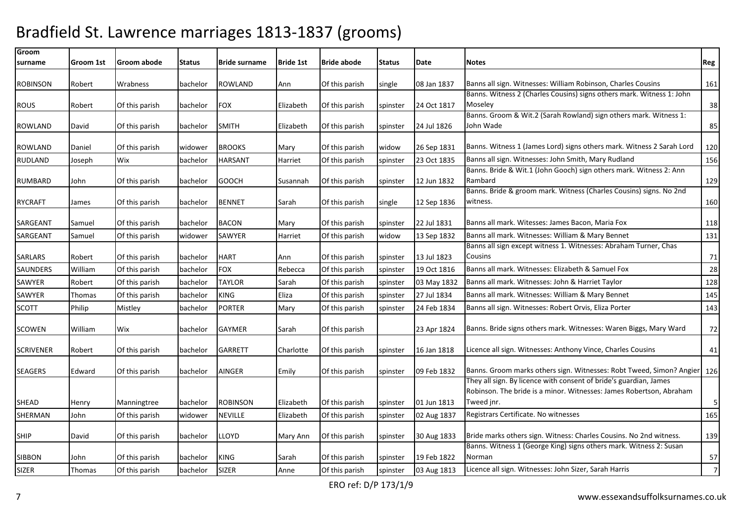# Bradfield St. Lawrence marriages 1813-1837 (grooms)

| Groom surname | Groom 1st | Groom abode | Status | Bride surname | Bride 1st | Bride abode | Status | Date | Notes | Reg |
|---|---|---|---|---|---|---|---|---|---|---|
| ROBINSON | Robert | Wrabness | bachelor | ROWLAND | Ann | Of this parish | single | 08 Jan 1837 | Banns all sign. Witnesses: William Robinson, Charles Cousins | 161 |
| ROUS | Robert | Of this parish | bachelor | FOX | Elizabeth | Of this parish | spinster | 24 Oct 1817 | Banns. Witness 2 (Charles Cousins) signs others mark. Witness 1: John Moseley | 38 |
| ROWLAND | David | Of this parish | bachelor | SMITH | Elizabeth | Of this parish | spinster | 24 Jul 1826 | Banns. Groom & Wit.2 (Sarah Rowland) sign others mark. Witness 1: John Wade | 85 |
| ROWLAND | Daniel | Of this parish | widower | BROOKS | Mary | Of this parish | widow | 26 Sep 1831 | Banns. Witness 1 (James Lord) signs others mark. Witness 2 Sarah Lord | 120 |
| RUDLAND | Joseph | Wix | bachelor | HARSANT | Harriet | Of this parish | spinster | 23 Oct 1835 | Banns all sign. Witnesses: John Smith, Mary Rudland | 156 |
| RUMBARD | John | Of this parish | bachelor | GOOCH | Susannah | Of this parish | spinster | 12 Jun 1832 | Banns. Bride & Wit.1 (John Gooch) sign others mark. Witness 2: Ann Rambard | 129 |
| RYCRAFT | James | Of this parish | bachelor | BENNET | Sarah | Of this parish | single | 12 Sep 1836 | Banns. Bride & groom mark. Witness (Charles Cousins) signs. No 2nd witness. | 160 |
| SARGEANT | Samuel | Of this parish | bachelor | BACON | Mary | Of this parish | spinster | 22 Jul 1831 | Banns all mark. Witesses: James Bacon, Maria Fox | 118 |
| SARGEANT | Samuel | Of this parish | widower | SAWYER | Harriet | Of this parish | widow | 13 Sep 1832 | Banns all mark. Witnesses: William & Mary Bennet | 131 |
| SARLARS | Robert | Of this parish | bachelor | HART | Ann | Of this parish | spinster | 13 Jul 1823 | Banns all sign except witness 1. Witnesses: Abraham Turner, Chas Cousins | 71 |
| SAUNDERS | William | Of this parish | bachelor | FOX | Rebecca | Of this parish | spinster | 19 Oct 1816 | Banns all mark. Witnesses: Elizabeth & Samuel Fox | 28 |
| SAWYER | Robert | Of this parish | bachelor | TAYLOR | Sarah | Of this parish | spinster | 03 May 1832 | Banns all mark. Witnesses: John & Harriet Taylor | 128 |
| SAWYER | Thomas | Of this parish | bachelor | KING | Eliza | Of this parish | spinster | 27 Jul 1834 | Banns all mark. Witnesses: William & Mary Bennet | 145 |
| SCOTT | Philip | Mistley | bachelor | PORTER | Mary | Of this parish | spinster | 24 Feb 1834 | Banns all sign. Witnesses: Robert Orvis, Eliza Porter | 143 |
| SCOWEN | William | Wix | bachelor | GAYMER | Sarah | Of this parish | | 23 Apr 1824 | Banns. Bride signs others mark. Witnesses: Waren Biggs, Mary Ward | 72 |
| SCRIVENER | Robert | Of this parish | bachelor | GARRETT | Charlotte | Of this parish | spinster | 16 Jan 1818 | Licence all sign. Witnesses: Anthony Vince, Charles Cousins | 41 |
| SEAGERS | Edward | Of this parish | bachelor | AINGER | Emily | Of this parish | spinster | 09 Feb 1832 | Banns. Groom marks others sign. Witnesses: Robt Tweed, Simon? Angier | 126 |
| SHEAD | Henry | Manningtree | bachelor | ROBINSON | Elizabeth | Of this parish | spinster | 01 Jun 1813 | They all sign. By licence with consent of bride's guardian, James Robinson. The bride is a minor. Witnesses: James Robertson, Abraham Tweed jnr. | 5 |
| SHERMAN | John | Of this parish | widower | NEVILLE | Elizabeth | Of this parish | spinster | 02 Aug 1837 | Registrars Certificate. No witnesses | 165 |
| SHIP | David | Of this parish | bachelor | LLOYD | Mary Ann | Of this parish | spinster | 30 Aug 1833 | Bride marks others sign. Witness: Charles Cousins. No 2nd witness. | 139 |
| SIBBON | John | Of this parish | bachelor | KING | Sarah | Of this parish | spinster | 19 Feb 1822 | Banns. Witness 1 (George King) signs others mark. Witness 2: Susan Norman | 57 |
| SIZER | Thomas | Of this parish | bachelor | SIZER | Anne | Of this parish | spinster | 03 Aug 1813 | Licence all sign. Witnesses: John Sizer, Sarah Harris | 7 |

ERO ref: D/P 173/1/9

www.essexandsuffolksurnames.co.uk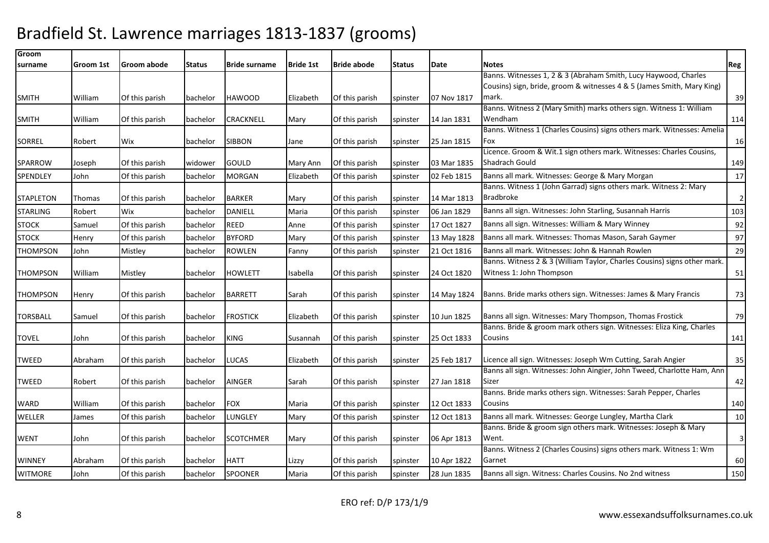# Bradfield St. Lawrence marriages 1813-1837 (grooms)

| Groom surname | Groom 1st | Groom abode | Status | Bride surname | Bride 1st | Bride abode | Status | Date | Notes | Reg |
|---|---|---|---|---|---|---|---|---|---|---|
| SMITH | William | Of this parish | bachelor | HAWOOD | Elizabeth | Of this parish | spinster | 07 Nov 1817 | Banns. Witnesses 1, 2 & 3 (Abraham Smith, Lucy Haywood, Charles Cousins) sign, bride, groom & witnesses 4 & 5 (James Smith, Mary King) mark. | 39 |
| SMITH | William | Of this parish | bachelor | CRACKNELL | Mary | Of this parish | spinster | 14 Jan 1831 | Banns. Witness 2 (Mary Smith) marks others sign. Witness 1: William Wendham | 114 |
| SORREL | Robert | Wix | bachelor | SIBBON | Jane | Of this parish | spinster | 25 Jan 1815 | Banns. Witness 1 (Charles Cousins) signs others mark. Witnesses: Amelia Fox | 16 |
| SPARROW | Joseph | Of this parish | widower | GOULD | Mary Ann | Of this parish | spinster | 03 Mar 1835 | Licence. Groom & Wit.1 sign others mark. Witnesses: Charles Cousins, Shadrach Gould | 149 |
| SPENDLEY | John | Of this parish | bachelor | MORGAN | Elizabeth | Of this parish | spinster | 02 Feb 1815 | Banns all mark. Witnesses: George & Mary Morgan | 17 |
| STAPLETON | Thomas | Of this parish | bachelor | BARKER | Mary | Of this parish | spinster | 14 Mar 1813 | Banns. Witness 1 (John Garrad) signs others mark. Witness 2: Mary Bradbroke | 2 |
| STARLING | Robert | Wix | bachelor | DANIELL | Maria | Of this parish | spinster | 06 Jan 1829 | Banns all sign. Witnesses: John Starling, Susannah Harris | 103 |
| STOCK | Samuel | Of this parish | bachelor | REED | Anne | Of this parish | spinster | 17 Oct 1827 | Banns all sign. Witnesses: William & Mary Winney | 92 |
| STOCK | Henry | Of this parish | bachelor | BYFORD | Mary | Of this parish | spinster | 13 May 1828 | Banns all mark. Witnesses: Thomas Mason, Sarah Gaymer | 97 |
| THOMPSON | John | Mistley | bachelor | ROWLEN | Fanny | Of this parish | spinster | 21 Oct 1816 | Banns all mark. Witnesses: John & Hannah Rowlen | 29 |
| THOMPSON | William | Mistley | bachelor | HOWLETT | Isabella | Of this parish | spinster | 24 Oct 1820 | Banns. Witness 2 & 3 (William Taylor, Charles Cousins) signs other mark. Witness 1: John Thompson | 51 |
| THOMPSON | Henry | Of this parish | bachelor | BARRETT | Sarah | Of this parish | spinster | 14 May 1824 | Banns. Bride marks others sign. Witnesses: James & Mary Francis | 73 |
| TORSBALL | Samuel | Of this parish | bachelor | FROSTICK | Elizabeth | Of this parish | spinster | 10 Jun 1825 | Banns all sign. Witnesses: Mary Thompson, Thomas Frostick | 79 |
| TOVEL | John | Of this parish | bachelor | KING | Susannah | Of this parish | spinster | 25 Oct 1833 | Banns. Bride & groom mark others sign. Witnesses: Eliza King, Charles Cousins | 141 |
| TWEED | Abraham | Of this parish | bachelor | LUCAS | Elizabeth | Of this parish | spinster | 25 Feb 1817 | Licence all sign. Witnesses: Joseph Wm Cutting, Sarah Angier | 35 |
| TWEED | Robert | Of this parish | bachelor | AINGER | Sarah | Of this parish | spinster | 27 Jan 1818 | Banns all sign. Witnesses: John Aingier, John Tweed, Charlotte Ham, Ann Sizer | 42 |
| WARD | William | Of this parish | bachelor | FOX | Maria | Of this parish | spinster | 12 Oct 1833 | Banns. Bride marks others sign. Witnesses: Sarah Pepper, Charles Cousins | 140 |
| WELLER | James | Of this parish | bachelor | LUNGLEY | Mary | Of this parish | spinster | 12 Oct 1813 | Banns all mark. Witnesses: George Lungley, Martha Clark | 10 |
| WENT | John | Of this parish | bachelor | SCOTCHMER | Mary | Of this parish | spinster | 06 Apr 1813 | Banns. Bride & groom sign others mark. Witnesses: Joseph & Mary Went. | 3 |
| WINNEY | Abraham | Of this parish | bachelor | HATT | Lizzy | Of this parish | spinster | 10 Apr 1822 | Banns. Witness 2 (Charles Cousins) signs others mark. Witness 1: Wm Garnet | 60 |
| WITMORE | John | Of this parish | bachelor | SPOONER | Maria | Of this parish | spinster | 28 Jun 1835 | Banns all sign. Witness: Charles Cousins. No 2nd witness | 150 |

ERO ref: D/P 173/1/9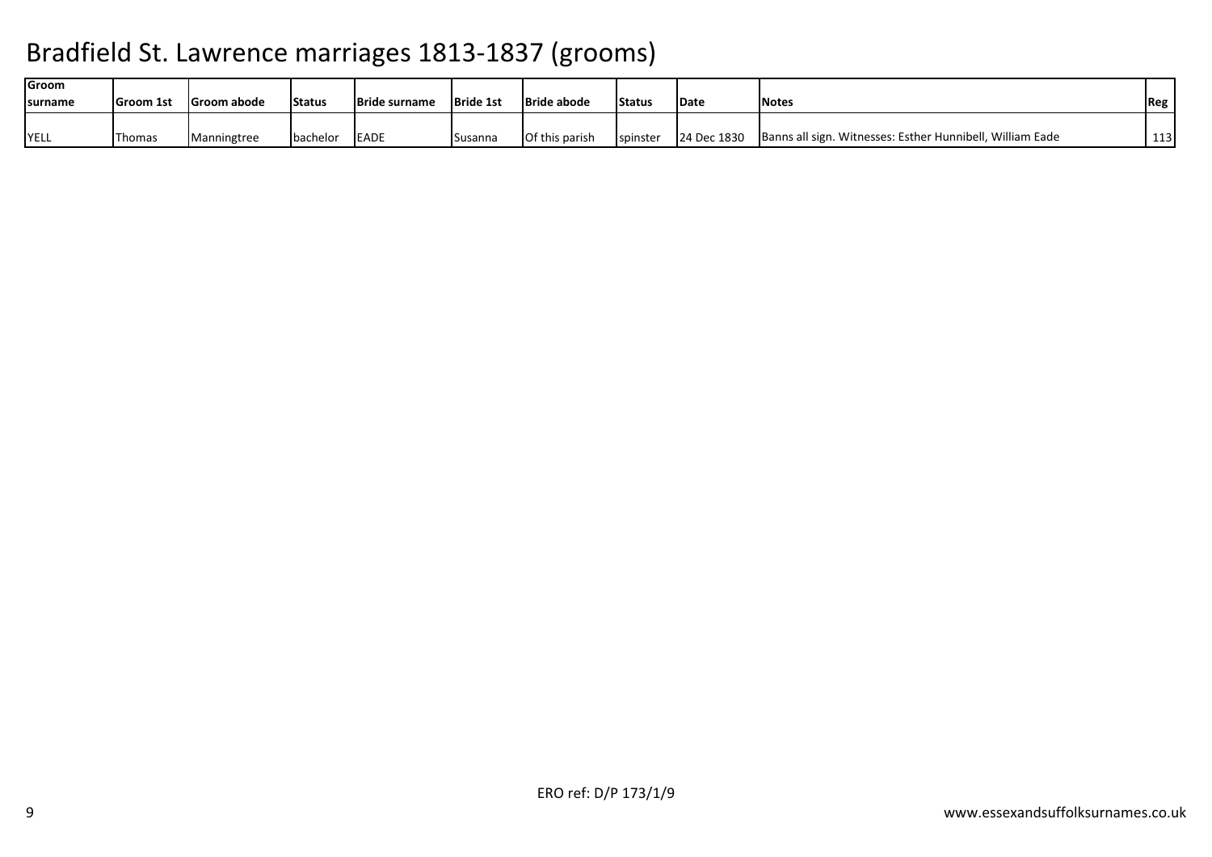# Bradfield St. Lawrence marriages 1813-1837 (grooms)

| Groom surname | Groom 1st | Groom abode | Status | Bride surname | Bride 1st | Bride abode | Status | Date | Notes | Reg |
|---|---|---|---|---|---|---|---|---|---|---|
| YELL | Thomas | Manningtree | bachelor | EADE | Susanna | Of this parish | spinster | 24 Dec 1830 | Banns all sign. Witnesses: Esther Hunnibell, William Eade | 113 |

ERO ref: D/P 173/1/9

www.essexandsuffolksurnames.co.uk